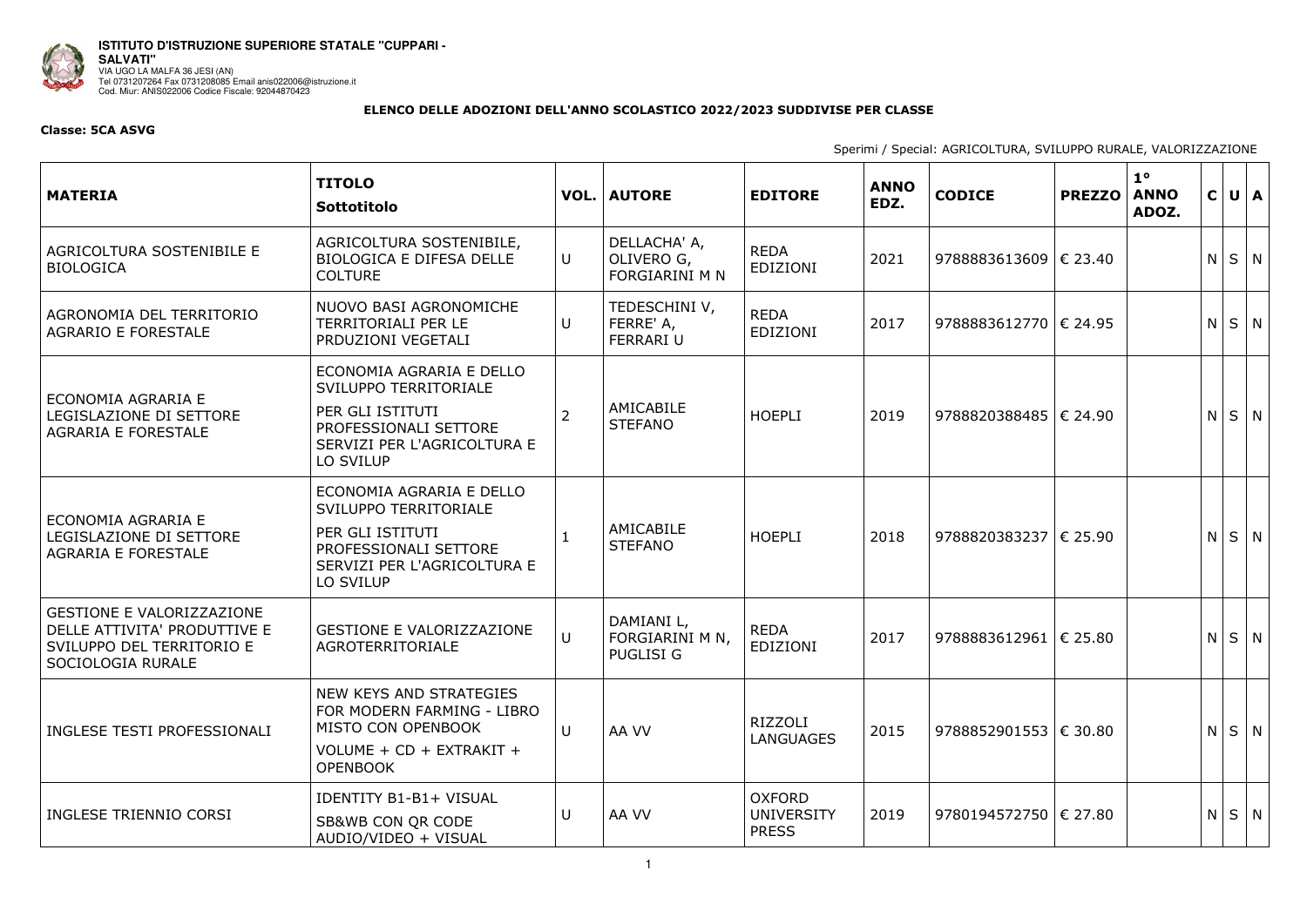**ISTITUTO D'ISTRUZIONE SUPERIORE STATALE "CUPPARI - SALVATI"**
VIA UGO LA MALFA 36 JESI (AN)
Tel 0731207264 Fax 0731208085 Email anis022006@istruzione.it
Cod. Miur: ANIS022006 Codice Fiscale: 92044870423

**ELENCO DELLE ADOZIONI DELL'ANNO SCOLASTICO 2022/2023 SUDDIVISE PER CLASSE**

**Classe: 5CA ASVG**

Sperimi / Special: AGRICOLTURA, SVILUPPO RURALE, VALORIZZAZIONE

| MATERIA | TITOLO<br>Sottotitolo | VOL. | AUTORE | EDITORE | ANNO EDZ. | CODICE | PREZZO | 1° ANNO ADOZ. | C | U | A |
|---|---|---|---|---|---|---|---|---|---|---|---|
| AGRICOLTURA SOSTENIBILE E BIOLOGICA | AGRICOLTURA SOSTENIBILE, BIOLOGICA E DIFESA DELLE COLTURE | U | DELLACHA' A, OLIVERO G, FORGIARINI M N | REDA EDIZIONI | 2021 | 9788883613609 | € 23.40 | | N | S | N |
| AGRONOMIA DEL TERRITORIO AGRARIO E FORESTALE | NUOVO BASI AGRONOMICHE TERRITORIALI PER LE PRDUZIONI VEGETALI | U | TEDESCHINI V, FERRE' A, FERRARI U | REDA EDIZIONI | 2017 | 9788883612770 | € 24.95 | | N | S | N |
| ECONOMIA AGRARIA E LEGISLAZIONE DI SETTORE AGRARIA E FORESTALE | ECONOMIA AGRARIA E DELLO SVILUPPO TERRITORIALE<br>PER GLI ISTITUTI PROFESSIONALI SETTORE SERVIZI PER L'AGRICOLTURA E LO SVILUP | 2 | AMICABILE STEFANO | HOEPLI | 2019 | 9788820388485 | € 24.90 | | N | S | N |
| ECONOMIA AGRARIA E LEGISLAZIONE DI SETTORE AGRARIA E FORESTALE | ECONOMIA AGRARIA E DELLO SVILUPPO TERRITORIALE<br>PER GLI ISTITUTI PROFESSIONALI SETTORE SERVIZI PER L'AGRICOLTURA E LO SVILUP | 1 | AMICABILE STEFANO | HOEPLI | 2018 | 9788820383237 | € 25.90 | | N | S | N |
| GESTIONE E VALORIZZAZIONE DELLE ATTIVITA' PRODUTTIVE E SVILUPPO DEL TERRITORIO E SOCIOLOGIA RURALE | GESTIONE E VALORIZZAZIONE AGROTERRITORIALE | U | DAMIANI L, FORGIARINI M N, PUGLISI G | REDA EDIZIONI | 2017 | 9788883612961 | € 25.80 | | N | S | N |
| INGLESE TESTI PROFESSIONALI | NEW KEYS AND STRATEGIES FOR MODERN FARMING - LIBRO MISTO CON OPENBOOK<br>VOLUME + CD + EXTRAKIT + OPENBOOK | U | AA VV | RIZZOLI LANGUAGES | 2015 | 9788852901553 | € 30.80 | | N | S | N |
| INGLESE TRIENNIO CORSI | IDENTITY B1-B1+ VISUAL<br>SB&WB CON QR CODE AUDIO/VIDEO + VISUAL | U | AA VV | OXFORD UNIVERSITY PRESS | 2019 | 9780194572750 | € 27.80 | | N | S | N |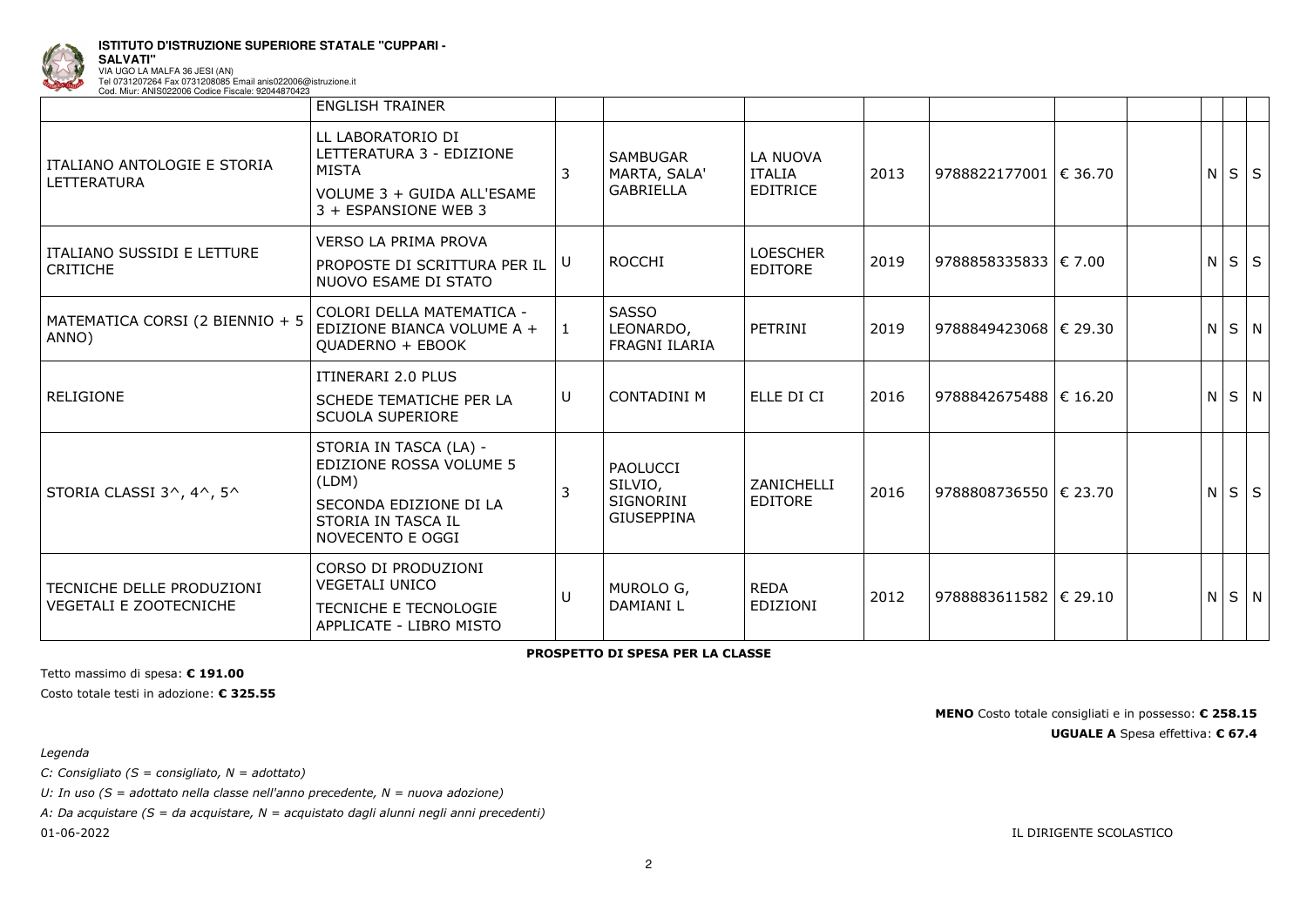| | | | | | | | | | | | | |
|---|---|---|---|---|---|---|---|---|---|---|---|---|
| | ENGLISH TRAINER | | | | | | | | | | | |
| ITALIANO ANTOLOGIE E STORIA LETTERATURA | LL LABORATORIO DI LETTERATURA 3 - EDIZIONE MISTA<br>VOLUME 3 + GUIDA ALL'ESAME 3 + ESPANSIONE WEB 3 | 3 | SAMBUGAR MARTA, SALA' GABRIELLA | LA NUOVA ITALIA EDITRICE | 2013 | 9788822177001 | € 36.70 | | | N | S | S |
| ITALIANO SUSSIDI E LETTURE CRITICHE | VERSO LA PRIMA PROVA<br>PROPOSTE DI SCRITTURA PER IL NUOVO ESAME DI STATO | U | ROCCHI | LOESCHER EDITORE | 2019 | 9788858335833 | € 7.00 | | | N | S | S |
| MATEMATICA CORSI (2 BIENNIO + 5 ANNO) | COLORI DELLA MATEMATICA - EDIZIONE BIANCA VOLUME A + QUADERNO + EBOOK | 1 | SASSO LEONARDO, FRAGNI ILARIA | PETRINI | 2019 | 9788849423068 | € 29.30 | | | N | S | N |
| RELIGIONE | ITINERARI 2.0 PLUS<br>SCHEDE TEMATICHE PER LA SCUOLA SUPERIORE | U | CONTADINI M | ELLE DI CI | 2016 | 9788842675488 | € 16.20 | | | N | S | N |
| STORIA CLASSI 3^, 4^, 5^ | STORIA IN TASCA (LA) - EDIZIONE ROSSA VOLUME 5 (LDM)<br>SECONDA EDIZIONE DI LA STORIA IN TASCA IL NOVECENTO E OGGI | 3 | PAOLUCCI SILVIO, SIGNORINI GIUSEPPINA | ZANICHELLI EDITORE | 2016 | 9788808736550 | € 23.70 | | | N | S | S |
| TECNICHE DELLE PRODUZIONI VEGETALI E ZOOTECNICHE | CORSO DI PRODUZIONI VEGETALI UNICO<br>TECNICHE E TECNOLOGIE APPLICATE - LIBRO MISTO | U | MUROLO G, DAMIANI L | REDA EDIZIONI | 2012 | 9788883611582 | € 29.10 | | | N | S | N |

**PROSPETTO DI SPESA PER LA CLASSE**

Tetto massimo di spesa: **€ 191.00**

Costo totale testi in adozione: **€ 325.55**

**MENO** Costo totale consigliati e in possesso: **€ 258.15**

**UGUALE A** Spesa effettiva: **€ 67.4**

*Legenda*

*C: Consigliato (S = consigliato, N = adottato)*

*U: In uso (S = adottato nella classe nell'anno precedente, N = nuova adozione)*

*A: Da acquistare (S = da acquistare, N = acquistato dagli alunni negli anni precedenti)*

01-06-2022

IL DIRIGENTE SCOLASTICO